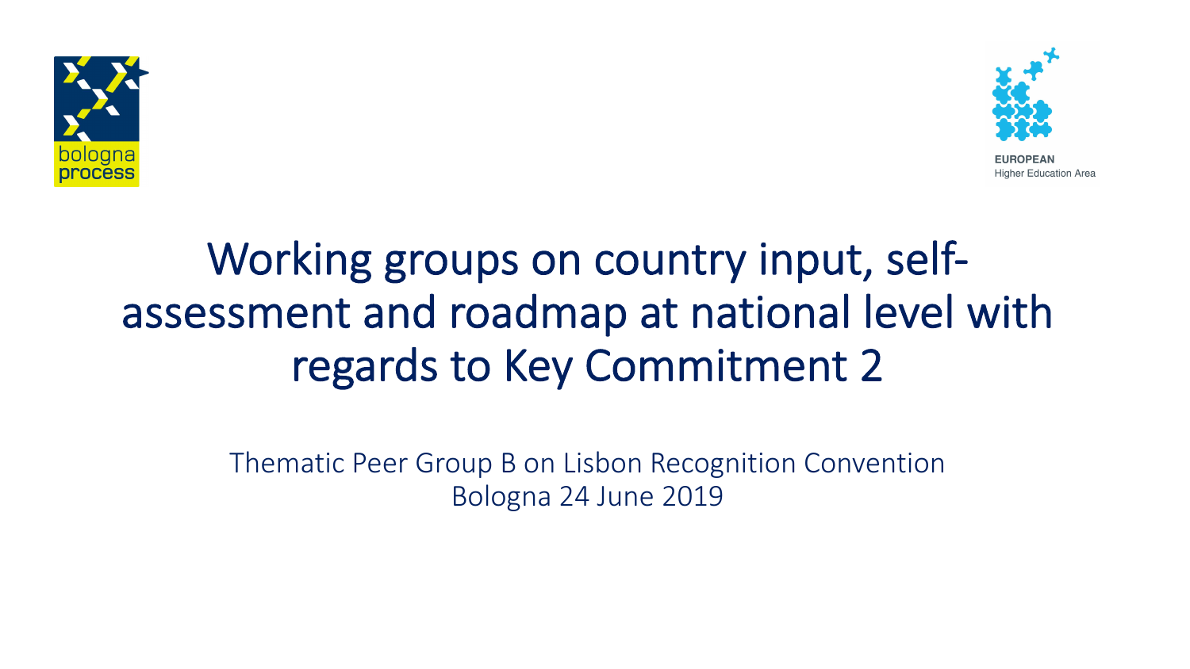# Working groups on country input, self-assessment and roadmap at national level with regards to Key Commitment 2

Thematic Peer Group B on Lisbon Recognition Convention
Bologna 24 June 2019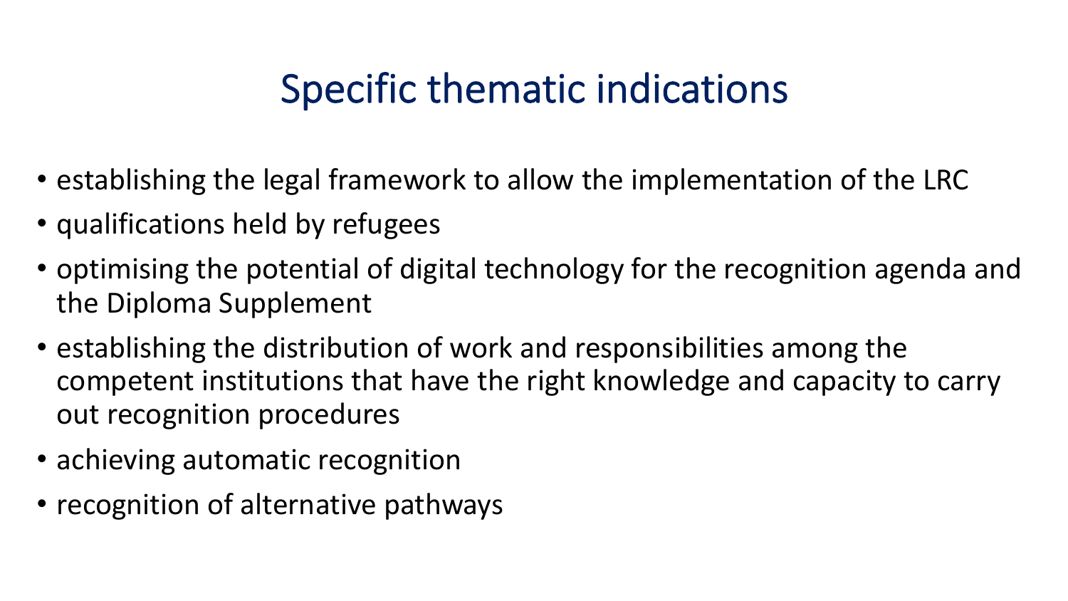# Specific thematic indications

- establishing the legal framework to allow the implementation of the LRC
- qualifications held by refugees
- optimising the potential of digital technology for the recognition agenda and the Diploma Supplement
- establishing the distribution of work and responsibilities among the competent institutions that have the right knowledge and capacity to carry out recognition procedures
- achieving automatic recognition
- recognition of alternative pathways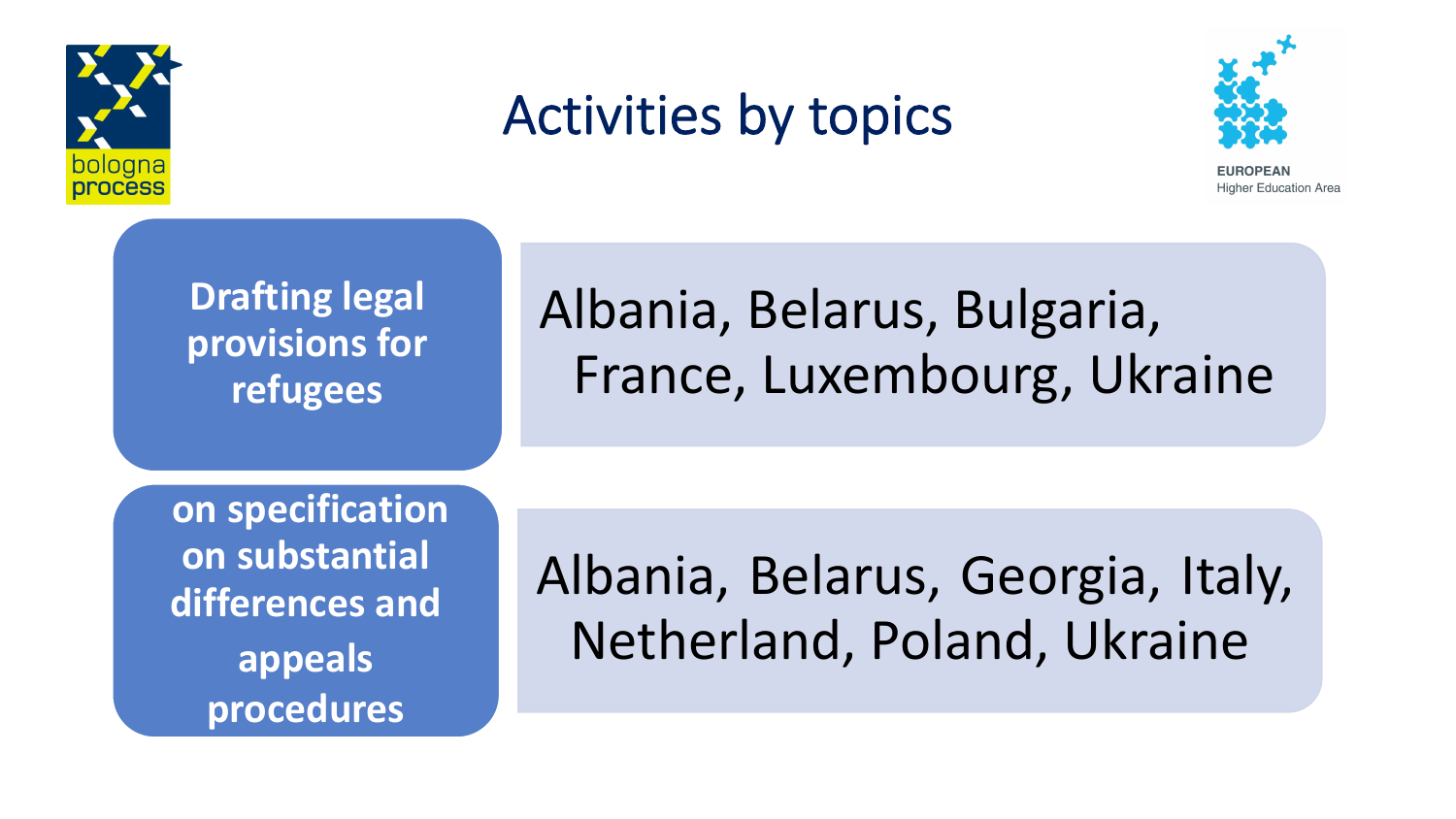# Activities by topics

| Topic | Countries |
| --- | --- |
| **Drafting legal provisions for refugees** | Albania, Belarus, Bulgaria, France, Luxembourg, Ukraine |
| **on specification on substantial differences and appeals procedures** | Albania, Belarus, Georgia, Italy, Netherland, Poland, Ukraine |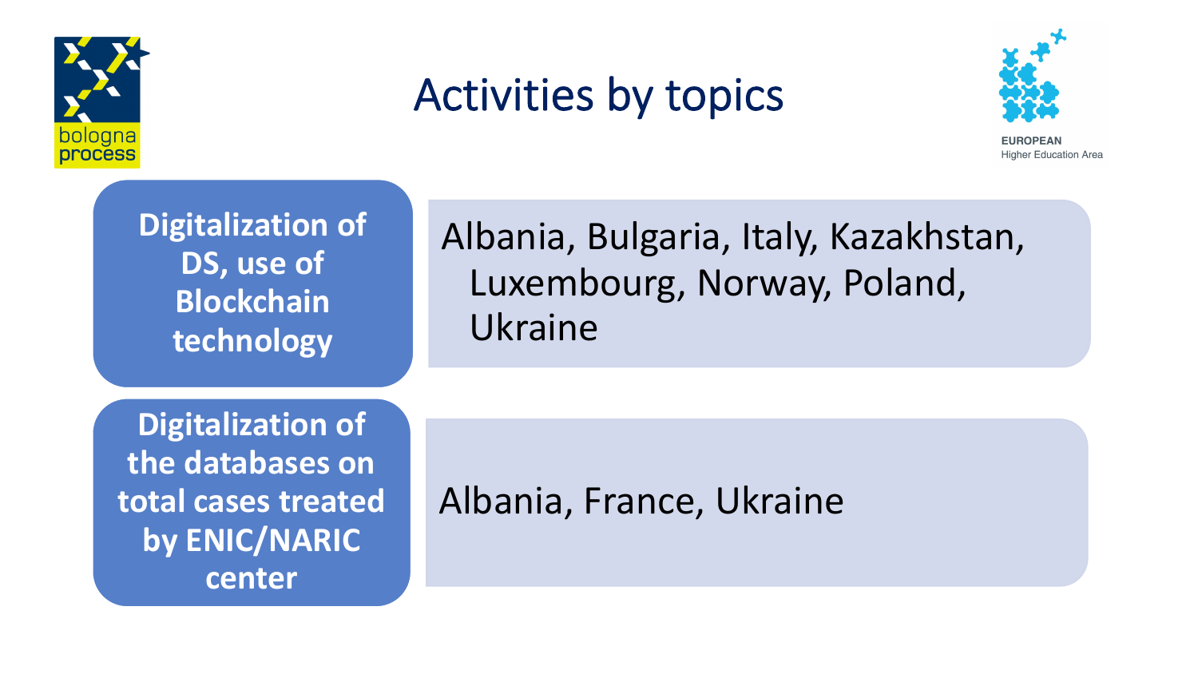# Activities by topics

| Topic | Countries |
| --- | --- |
| **Digitalization of DS, use of Blockchain technology** | Albania, Bulgaria, Italy, Kazakhstan, Luxembourg, Norway, Poland, Ukraine |
| **Digitalization of the databases on total cases treated by ENIC/NARIC center** | Albania, France, Ukraine |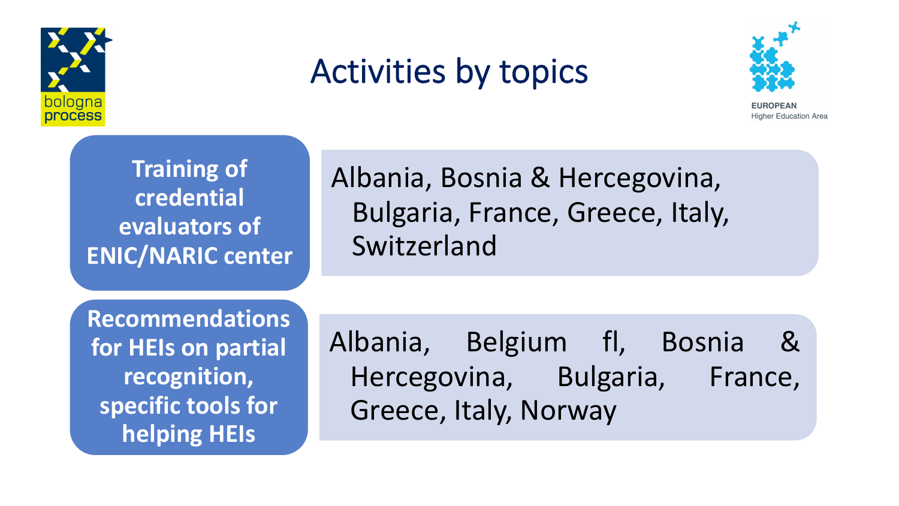# Activities by topics

| Topic | Countries |
| --- | --- |
| **Training of credential evaluators of ENIC/NARIC center** | Albania, Bosnia & Hercegovina, Bulgaria, France, Greece, Italy, Switzerland |
| **Recommendations for HEIs on partial recognition, specific tools for helping HEIs** | Albania, Belgium fl, Bosnia & Hercegovina, Bulgaria, France, Greece, Italy, Norway |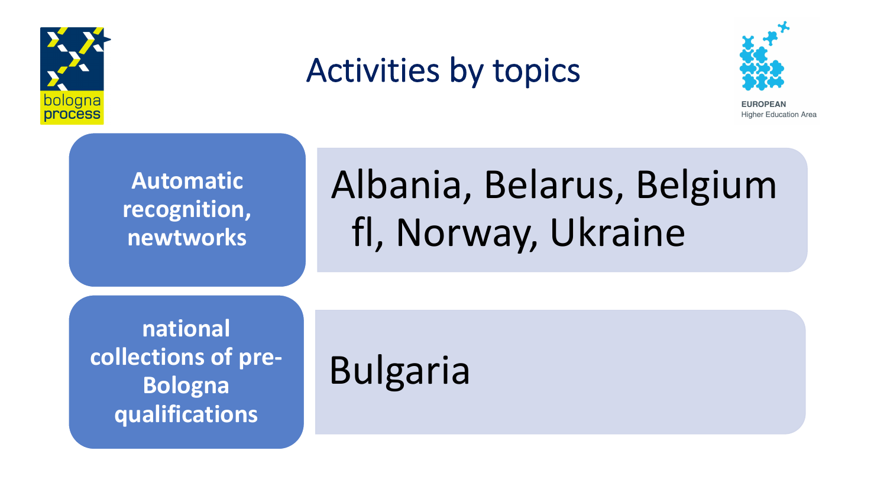# Activities by topics

| Topic | Countries |
| --- | --- |
| **Automatic recognition, newtworks** | Albania, Belarus, Belgium fl, Norway, Ukraine |
| **national collections of pre-Bologna qualifications** | Bulgaria |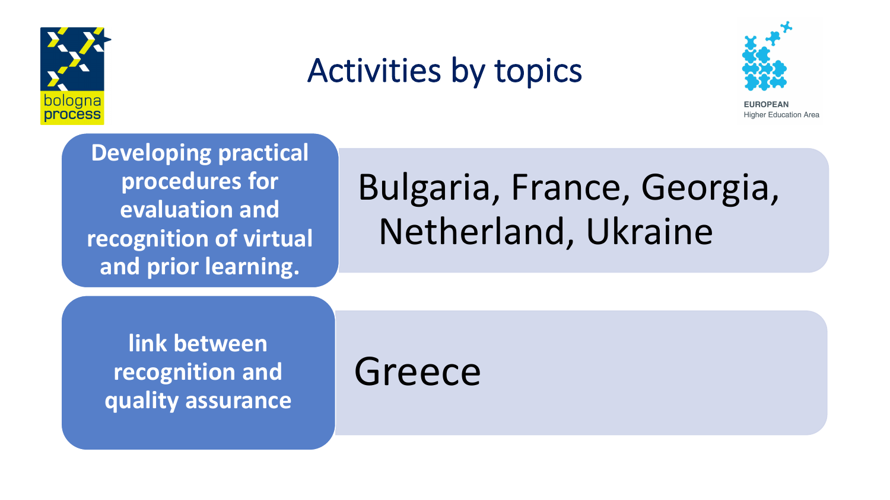# Activities by topics

| Topic | Countries |
| --- | --- |
| **Developing practical procedures for evaluation and recognition of virtual and prior learning.** | Bulgaria, France, Georgia, Netherland, Ukraine |
| **link between recognition and quality assurance** | Greece |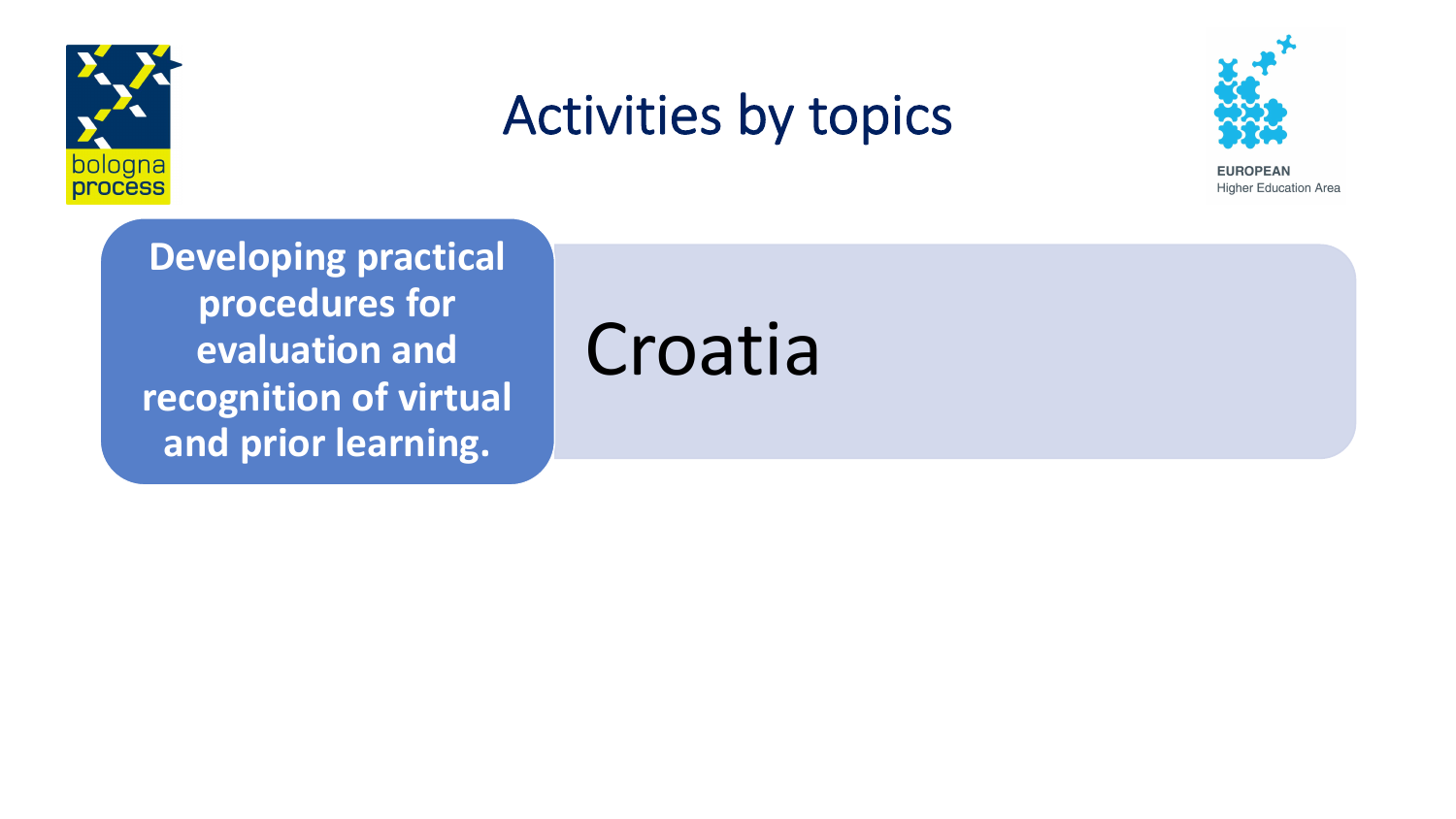# Activities by topics

**Developing practical procedures for evaluation and recognition of virtual and prior learning.**

Croatia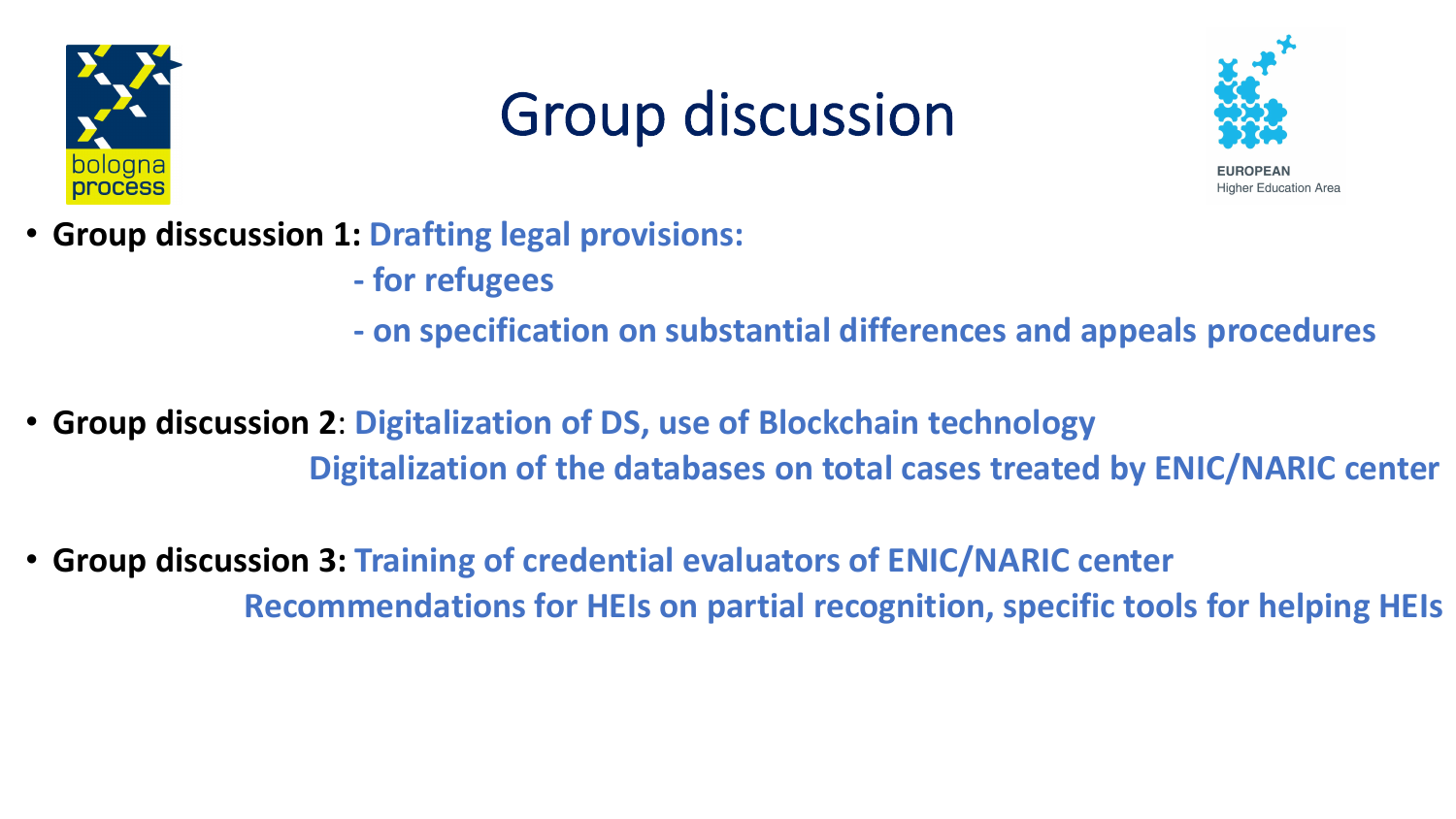# Group discussion

- **Group disscussion 1: Drafting legal provisions:**
  - **for refugees**
  - **on specification on substantial differences and appeals procedures**

- **Group discussion 2**: **Digitalization of DS, use of Blockchain technology**
  **Digitalization of the databases on total cases treated by ENIC/NARIC center**

- **Group discussion 3: Training of credential evaluators of ENIC/NARIC center**
  **Recommendations for HEIs on partial recognition, specific tools for helping HEIs**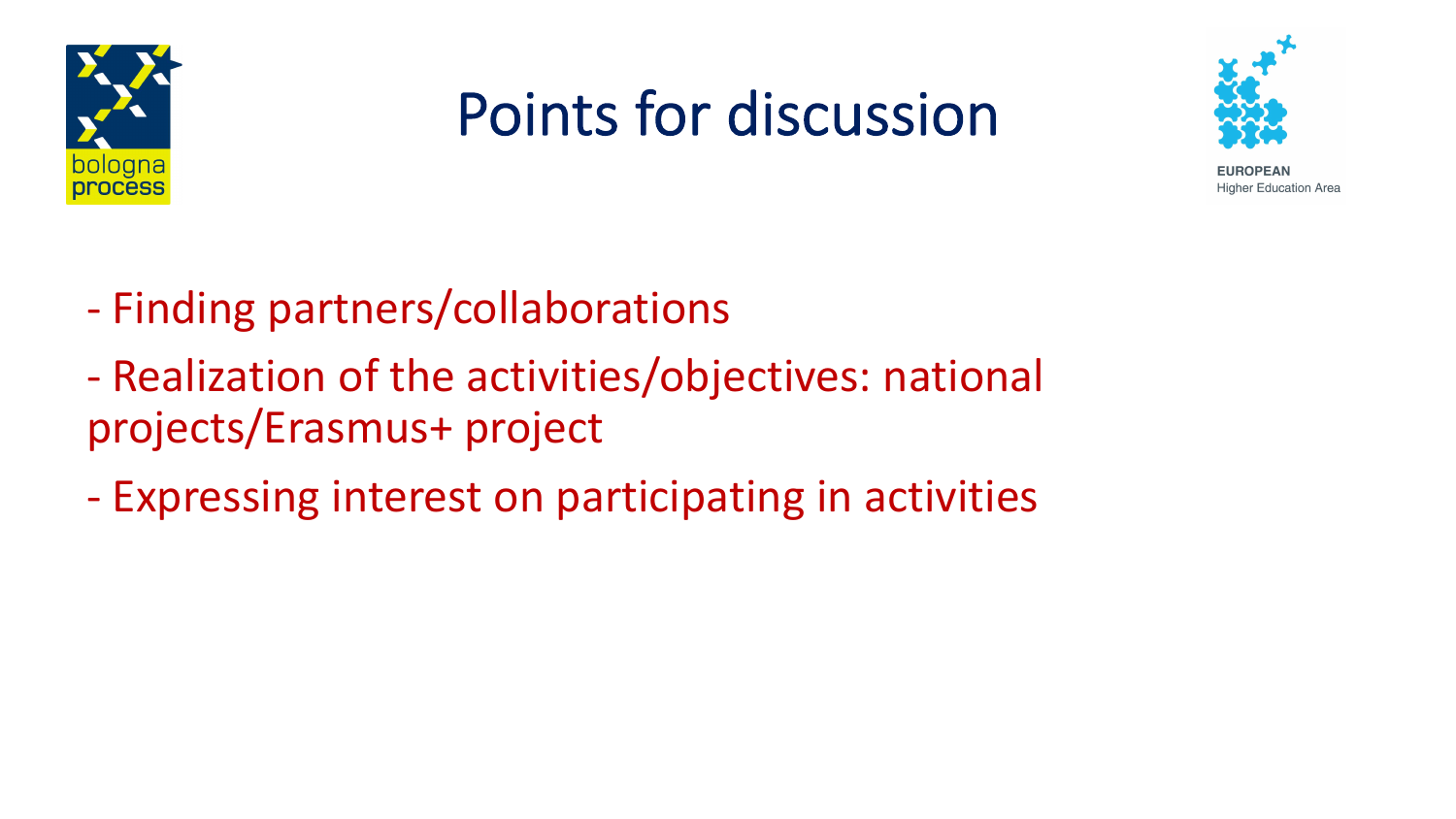# Points for discussion

- Finding partners/collaborations
- Realization of the activities/objectives: national projects/Erasmus+ project
- Expressing interest on participating in activities